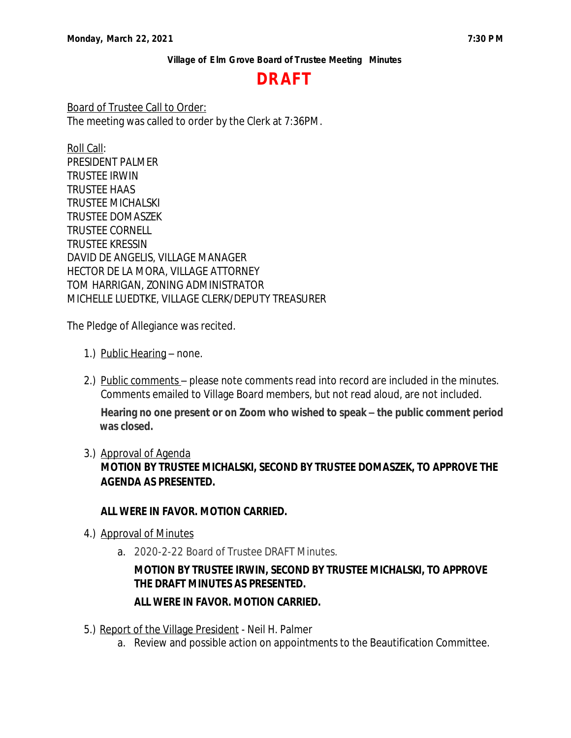**Monday, March 22, 2021** **7:30 PM**

**Village of Elm Grove Board of Trustee Meeting Minutes**

# DRAFT

Board of Trustee Call to Order:
The meeting was called to order by the Clerk at 7:36PM.

Roll Call:
PRESIDENT PALMER
TRUSTEE IRWIN
TRUSTEE HAAS
TRUSTEE MICHALSKI
TRUSTEE DOMASZEK
TRUSTEE CORNELL
TRUSTEE KRESSIN
DAVID DE ANGELIS, VILLAGE MANAGER
HECTOR DE LA MORA, VILLAGE ATTORNEY
TOM HARRIGAN, ZONING ADMINISTRATOR
MICHELLE LUEDTKE, VILLAGE CLERK/DEPUTY TREASURER

The Pledge of Allegiance was recited.

1.) Public Hearing – none.

2.) Public comments – please note comments read into record are included in the minutes. Comments emailed to Village Board members, but not read aloud, are not included.

   **Hearing no one present or on Zoom who wished to speak – the public comment period was closed.**

3.) Approval of Agenda

   **MOTION BY TRUSTEE MICHALSKI, SECOND BY TRUSTEE DOMASZEK, TO APPROVE THE AGENDA AS PRESENTED.**

   **ALL WERE IN FAVOR. MOTION CARRIED.**

4.) Approval of Minutes

   a. 2020-2-22 Board of Trustee DRAFT Minutes.

      **MOTION BY TRUSTEE IRWIN, SECOND BY TRUSTEE MICHALSKI, TO APPROVE THE DRAFT MINUTES AS PRESENTED.**

      **ALL WERE IN FAVOR. MOTION CARRIED.**

5.) Report of the Village President - Neil H. Palmer

   a. Review and possible action on appointments to the Beautification Committee.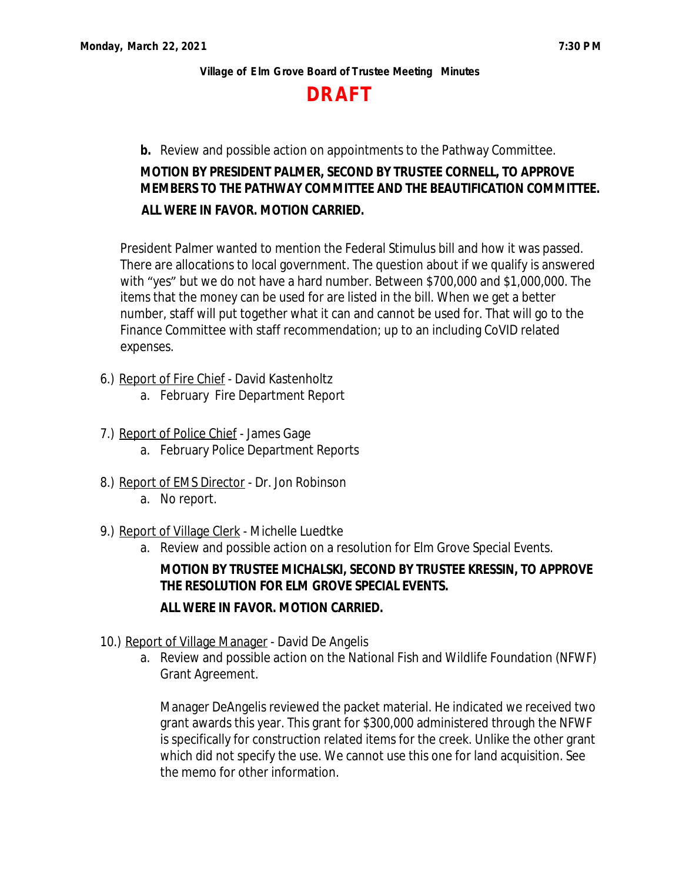**b.** Review and possible action on appointments to the Pathway Committee.

**MOTION BY PRESIDENT PALMER, SECOND BY TRUSTEE CORNELL, TO APPROVE MEMBERS TO THE PATHWAY COMMITTEE AND THE BEAUTIFICATION COMMITTEE.**

**ALL WERE IN FAVOR. MOTION CARRIED.**

President Palmer wanted to mention the Federal Stimulus bill and how it was passed. There are allocations to local government. The question about if we qualify is answered with "yes" but we do not have a hard number. Between $700,000 and $1,000,000. The items that the money can be used for are listed in the bill. When we get a better number, staff will put together what it can and cannot be used for. That will go to the Finance Committee with staff recommendation; up to an including CoVID related expenses.

6.) Report of Fire Chief - David Kastenholtz
   a. February Fire Department Report

7.) Report of Police Chief - James Gage
   a. February Police Department Reports

8.) Report of EMS Director - Dr. Jon Robinson
   a. No report.

9.) Report of Village Clerk - Michelle Luedtke
   a. Review and possible action on a resolution for Elm Grove Special Events.

   **MOTION BY TRUSTEE MICHALSKI, SECOND BY TRUSTEE KRESSIN, TO APPROVE THE RESOLUTION FOR ELM GROVE SPECIAL EVENTS.**

   **ALL WERE IN FAVOR. MOTION CARRIED.**

10.) Report of Village Manager - David De Angelis
   a. Review and possible action on the National Fish and Wildlife Foundation (NFWF) Grant Agreement.

   Manager DeAngelis reviewed the packet material. He indicated we received two grant awards this year. This grant for $300,000 administered through the NFWF is specifically for construction related items for the creek. Unlike the other grant which did not specify the use. We cannot use this one for land acquisition. See the memo for other information.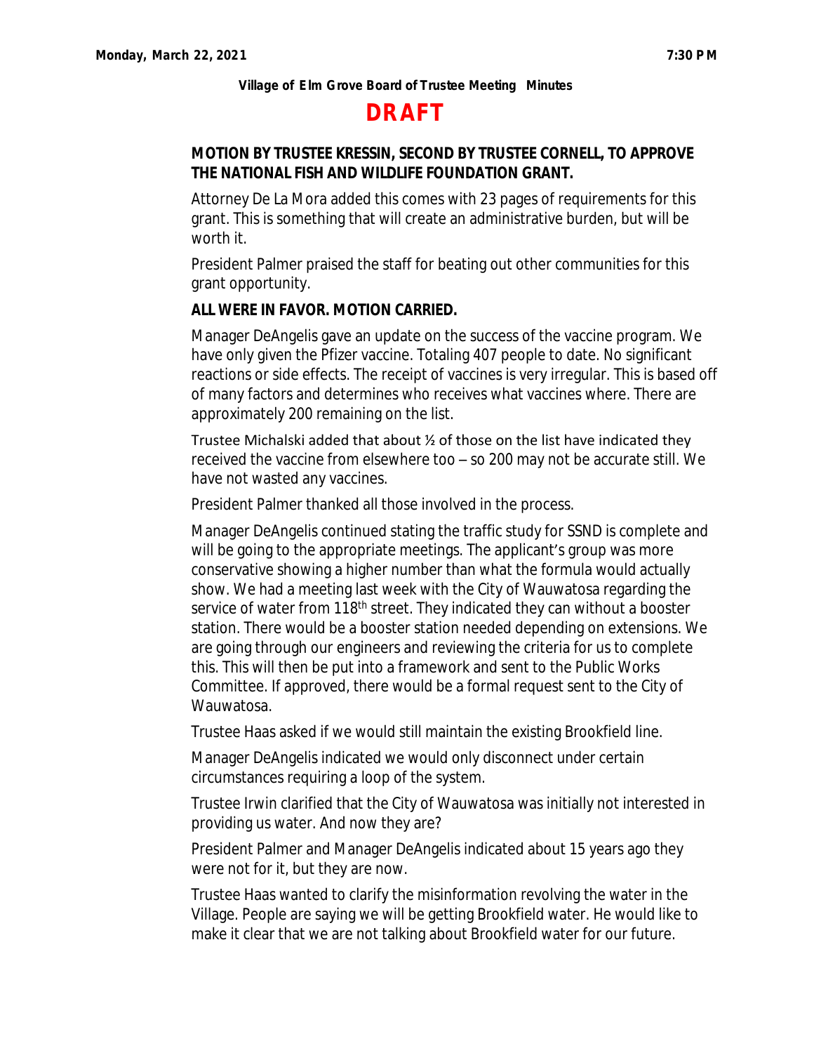**Village of Elm Grove Board of Trustee Meeting Minutes**

# DRAFT

**MOTION BY TRUSTEE KRESSIN, SECOND BY TRUSTEE CORNELL, TO APPROVE THE NATIONAL FISH AND WILDLIFE FOUNDATION GRANT.**

Attorney De La Mora added this comes with 23 pages of requirements for this grant. This is something that will create an administrative burden, but will be worth it.

President Palmer praised the staff for beating out other communities for this grant opportunity.

**ALL WERE IN FAVOR. MOTION CARRIED.**

Manager DeAngelis gave an update on the success of the vaccine program. We have only given the Pfizer vaccine. Totaling 407 people to date. No significant reactions or side effects. The receipt of vaccines is very irregular. This is based off of many factors and determines who receives what vaccines where. There are approximately 200 remaining on the list.

Trustee Michalski added that about ½ of those on the list have indicated they received the vaccine from elsewhere too – so 200 may not be accurate still. We have not wasted any vaccines.

President Palmer thanked all those involved in the process.

Manager DeAngelis continued stating the traffic study for SSND is complete and will be going to the appropriate meetings. The applicant's group was more conservative showing a higher number than what the formula would actually show. We had a meeting last week with the City of Wauwatosa regarding the service of water from 118th street. They indicated they can without a booster station. There would be a booster station needed depending on extensions. We are going through our engineers and reviewing the criteria for us to complete this. This will then be put into a framework and sent to the Public Works Committee. If approved, there would be a formal request sent to the City of Wauwatosa.

Trustee Haas asked if we would still maintain the existing Brookfield line.

Manager DeAngelis indicated we would only disconnect under certain circumstances requiring a loop of the system.

Trustee Irwin clarified that the City of Wauwatosa was initially not interested in providing us water. And now they are?

President Palmer and Manager DeAngelis indicated about 15 years ago they were not for it, but they are now.

Trustee Haas wanted to clarify the misinformation revolving the water in the Village. People are saying we will be getting Brookfield water. He would like to make it clear that we are not talking about Brookfield water for our future.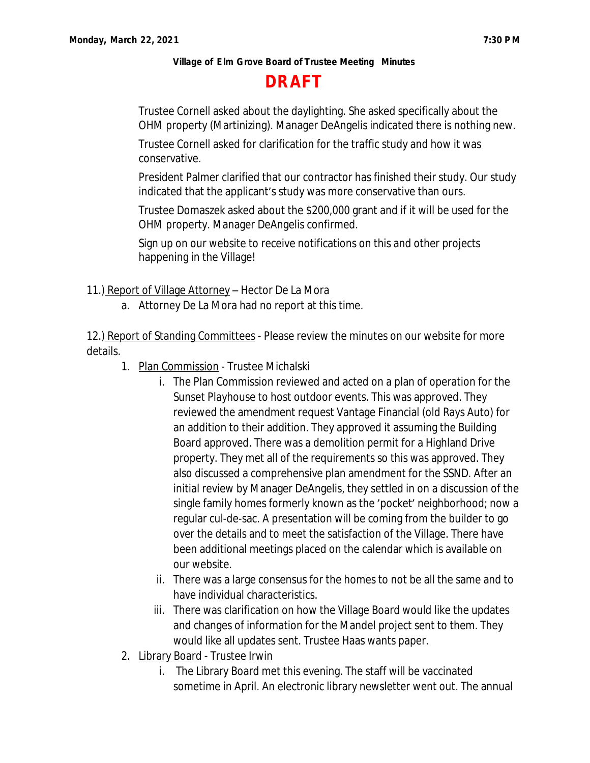Trustee Cornell asked about the daylighting. She asked specifically about the OHM property (Martinizing). Manager DeAngelis indicated there is nothing new.

Trustee Cornell asked for clarification for the traffic study and how it was conservative.

President Palmer clarified that our contractor has finished their study. Our study indicated that the applicant's study was more conservative than ours.

Trustee Domaszek asked about the $200,000 grant and if it will be used for the OHM property. Manager DeAngelis confirmed.

Sign up on our website to receive notifications on this and other projects happening in the Village!

11.) Report of Village Attorney – Hector De La Mora

a. Attorney De La Mora had no report at this time.

12.) Report of Standing Committees - Please review the minutes on our website for more details.

1. Plan Commission - Trustee Michalski
   - i. The Plan Commission reviewed and acted on a plan of operation for the Sunset Playhouse to host outdoor events. This was approved. They reviewed the amendment request Vantage Financial (old Rays Auto) for an addition to their addition. They approved it assuming the Building Board approved. There was a demolition permit for a Highland Drive property. They met all of the requirements so this was approved. They also discussed a comprehensive plan amendment for the SSND. After an initial review by Manager DeAngelis, they settled in on a discussion of the single family homes formerly known as the 'pocket' neighborhood; now a regular cul-de-sac. A presentation will be coming from the builder to go over the details and to meet the satisfaction of the Village. There have been additional meetings placed on the calendar which is available on our website.
   - ii. There was a large consensus for the homes to not be all the same and to have individual characteristics.
   - iii. There was clarification on how the Village Board would like the updates and changes of information for the Mandel project sent to them. They would like all updates sent. Trustee Haas wants paper.
2. Library Board - Trustee Irwin
   - i. The Library Board met this evening. The staff will be vaccinated sometime in April. An electronic library newsletter went out. The annual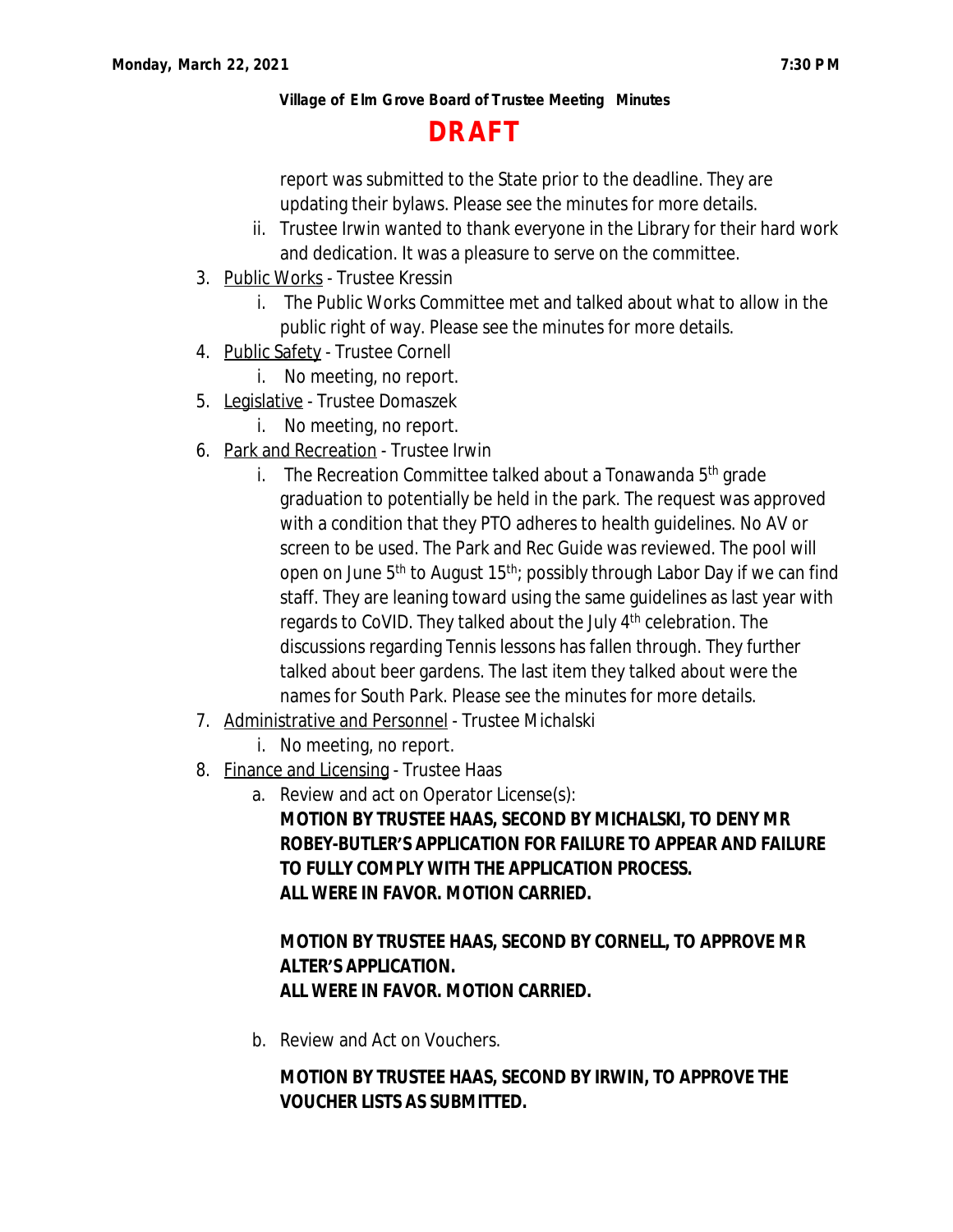**Village of Elm Grove Board of Trustee Meeting Minutes**

**DRAFT**

report was submitted to the State prior to the deadline. They are updating their bylaws. Please see the minutes for more details.

ii. Trustee Irwin wanted to thank everyone in the Library for their hard work and dedication. It was a pleasure to serve on the committee.

3. Public Works - Trustee Kressin
   i. The Public Works Committee met and talked about what to allow in the public right of way. Please see the minutes for more details.
4. Public Safety - Trustee Cornell
   i. No meeting, no report.
5. Legislative - Trustee Domaszek
   i. No meeting, no report.
6. Park and Recreation - Trustee Irwin
   i. The Recreation Committee talked about a Tonawanda 5th grade graduation to potentially be held in the park. The request was approved with a condition that they PTO adheres to health guidelines. No AV or screen to be used. The Park and Rec Guide was reviewed. The pool will open on June 5th to August 15th; possibly through Labor Day if we can find staff. They are leaning toward using the same guidelines as last year with regards to CoVID. They talked about the July 4th celebration. The discussions regarding Tennis lessons has fallen through. They further talked about beer gardens. The last item they talked about were the names for South Park. Please see the minutes for more details.
7. Administrative and Personnel - Trustee Michalski
   i. No meeting, no report.
8. Finance and Licensing - Trustee Haas
   a. Review and act on Operator License(s):

      **MOTION BY TRUSTEE HAAS, SECOND BY MICHALSKI, TO DENY MR ROBEY-BUTLER'S APPLICATION FOR FAILURE TO APPEAR AND FAILURE TO FULLY COMPLY WITH THE APPLICATION PROCESS.**
      **ALL WERE IN FAVOR. MOTION CARRIED.**

      **MOTION BY TRUSTEE HAAS, SECOND BY CORNELL, TO APPROVE MR ALTER'S APPLICATION.**
      **ALL WERE IN FAVOR. MOTION CARRIED.**

   b. Review and Act on Vouchers.

      **MOTION BY TRUSTEE HAAS, SECOND BY IRWIN, TO APPROVE THE VOUCHER LISTS AS SUBMITTED.**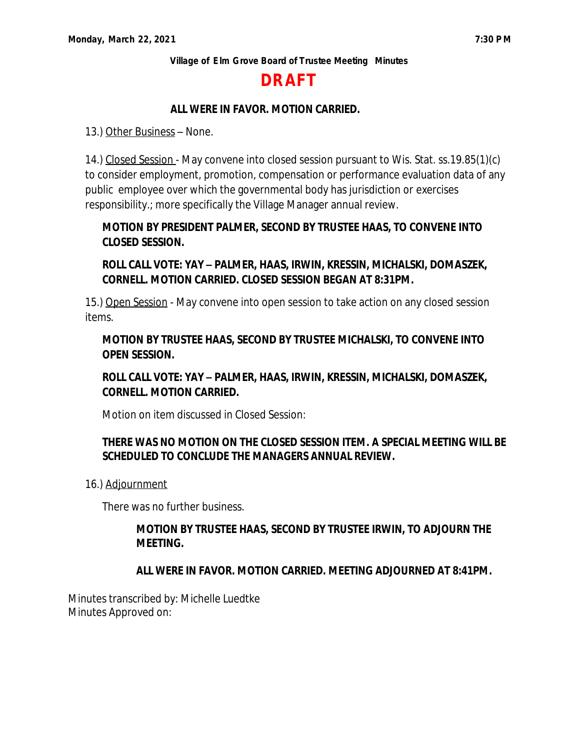**DRAFT**

**ALL WERE IN FAVOR. MOTION CARRIED.**

13.) Other Business – None.

14.) Closed Session - May convene into closed session pursuant to Wis. Stat. ss.19.85(1)(c) to consider employment, promotion, compensation or performance evaluation data of any public employee over which the governmental body has jurisdiction or exercises responsibility.; more specifically the Village Manager annual review.

**MOTION BY PRESIDENT PALMER, SECOND BY TRUSTEE HAAS, TO CONVENE INTO CLOSED SESSION.**

**ROLL CALL VOTE: YAY – PALMER, HAAS, IRWIN, KRESSIN, MICHALSKI, DOMASZEK, CORNELL. MOTION CARRIED. CLOSED SESSION BEGAN AT 8:31PM.**

15.) Open Session - May convene into open session to take action on any closed session items.

**MOTION BY TRUSTEE HAAS, SECOND BY TRUSTEE MICHALSKI, TO CONVENE INTO OPEN SESSION.**

**ROLL CALL VOTE: YAY – PALMER, HAAS, IRWIN, KRESSIN, MICHALSKI, DOMASZEK, CORNELL. MOTION CARRIED.**

Motion on item discussed in Closed Session:

**THERE WAS NO MOTION ON THE CLOSED SESSION ITEM. A SPECIAL MEETING WILL BE SCHEDULED TO CONCLUDE THE MANAGERS ANNUAL REVIEW.**

16.) Adjournment

There was no further business.

**MOTION BY TRUSTEE HAAS, SECOND BY TRUSTEE IRWIN, TO ADJOURN THE MEETING.**

**ALL WERE IN FAVOR. MOTION CARRIED. MEETING ADJOURNED AT 8:41PM.**

Minutes transcribed by: Michelle Luedtke
Minutes Approved on: